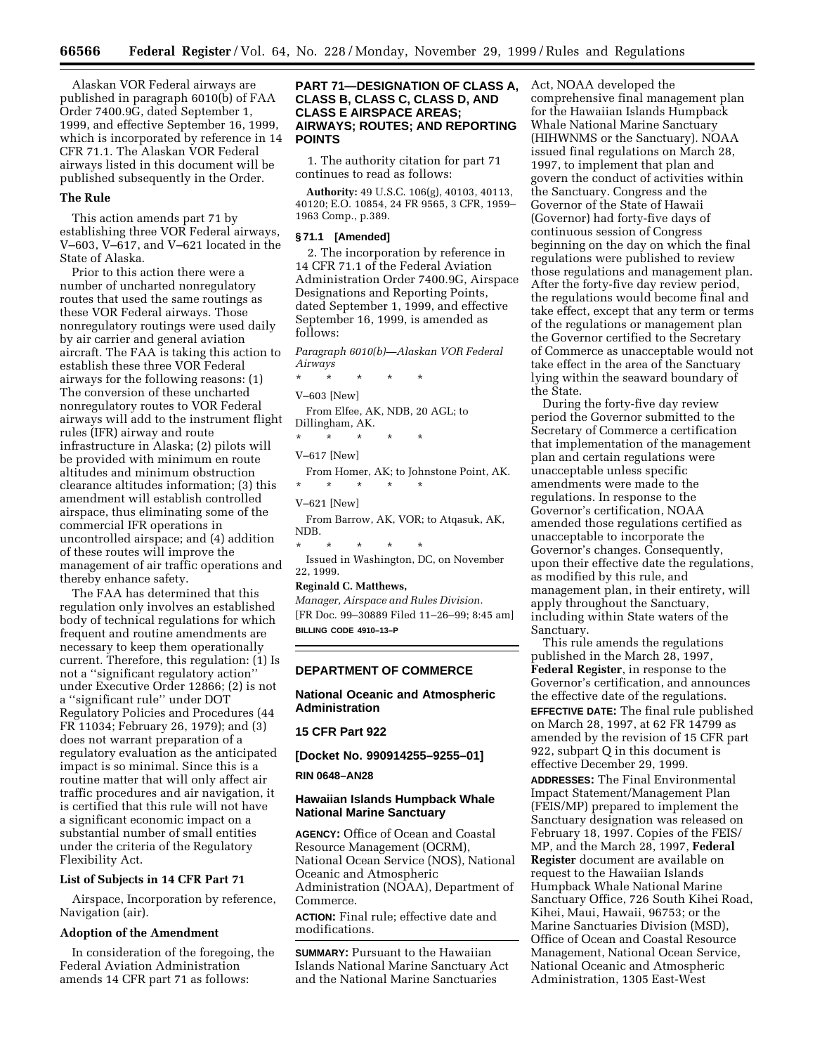Alaskan VOR Federal airways are published in paragraph 6010(b) of FAA Order 7400.9G, dated September 1, 1999, and effective September 16, 1999, which is incorporated by reference in 14 CFR 71.1. The Alaskan VOR Federal airways listed in this document will be published subsequently in the Order.

## The Rule

This action amends part 71 by establishing three VOR Federal airways, V–603, V–617, and V–621 located in the State of Alaska.

Prior to this action there were a number of uncharted nonregulatory routes that used the same routings as these VOR Federal airways. Those nonregulatory routings were used daily by air carrier and general aviation aircraft. The FAA is taking this action to establish these three VOR Federal airways for the following reasons: (1) The conversion of these uncharted nonregulatory routes to VOR Federal airways will add to the instrument flight rules (IFR) airway and route infrastructure in Alaska; (2) pilots will be provided with minimum en route altitudes and minimum obstruction clearance altitudes information; (3) this amendment will establish controlled airspace, thus eliminating some of the commercial IFR operations in uncontrolled airspace; and (4) addition of these routes will improve the management of air traffic operations and thereby enhance safety.

The FAA has determined that this regulation only involves an established body of technical regulations for which frequent and routine amendments are necessary to keep them operationally current. Therefore, this regulation: (1) Is not a ''significant regulatory action'' under Executive Order 12866; (2) is not a ''significant rule'' under DOT Regulatory Policies and Procedures (44 FR 11034; February 26, 1979); and (3) does not warrant preparation of a regulatory evaluation as the anticipated impact is so minimal. Since this is a routine matter that will only affect air traffic procedures and air navigation, it is certified that this rule will not have a significant economic impact on a substantial number of small entities under the criteria of the Regulatory Flexibility Act.

## List of Subjects in 14 CFR Part 71

Airspace, Incorporation by reference, Navigation (air).

## Adoption of the Amendment

In consideration of the foregoing, the Federal Aviation Administration amends 14 CFR part 71 as follows:

## PART 71—DESIGNATION OF CLASS A, CLASS B, CLASS C, CLASS D, AND CLASS E AIRSPACE AREAS; AIRWAYS; ROUTES; AND REPORTING POINTS

1. The authority citation for part 71 continues to read as follows:

**Authority:** 49 U.S.C. 106(g), 40103, 40113, 40120; E.O. 10854, 24 FR 9565, 3 CFR, 1959–1963 Comp., p.389.

### § 71.1 [Amended]

2. The incorporation by reference in 14 CFR 71.1 of the Federal Aviation Administration Order 7400.9G, Airspace Designations and Reporting Points, dated September 1, 1999, and effective September 16, 1999, is amended as follows:

*Paragraph 6010(b)—Alaskan VOR Federal Airways*

\* \* \* \* \*

V–603 [New]

From Elfee, AK, NDB, 20 AGL; to Dillingham, AK.

\* \* \* \* \*

V–617 [New]

From Homer, AK; to Johnstone Point, AK.

\* \* \* \* \*

V–621 [New]

From Barrow, AK, VOR; to Atqasuk, AK, NDB.

\* \* \* \* \*

Issued in Washington, DC, on November 22, 1999.

**Reginald C. Matthews,**

*Manager, Airspace and Rules Division.*

[FR Doc. 99–30889 Filed 11–26–99; 8:45 am]

**BILLING CODE 4910–13–P**

---

## DEPARTMENT OF COMMERCE

## National Oceanic and Atmospheric Administration

## 15 CFR Part 922

## [Docket No. 990914255–9255–01]

## RIN 0648–AN28

## Hawaiian Islands Humpback Whale National Marine Sanctuary

**AGENCY:** Office of Ocean and Coastal Resource Management (OCRM), National Ocean Service (NOS), National Oceanic and Atmospheric Administration (NOAA), Department of Commerce.

**ACTION:** Final rule; effective date and modifications.

**SUMMARY:** Pursuant to the Hawaiian Islands National Marine Sanctuary Act and the National Marine Sanctuaries Act, NOAA developed the comprehensive final management plan for the Hawaiian Islands Humpback Whale National Marine Sanctuary (HIHWNMS or the Sanctuary). NOAA issued final regulations on March 28, 1997, to implement that plan and govern the conduct of activities within the Sanctuary. Congress and the Governor of the State of Hawaii (Governor) had forty-five days of continuous session of Congress beginning on the day on which the final regulations were published to review those regulations and management plan. After the forty-five day review period, the regulations would become final and take effect, except that any term or terms of the regulations or management plan the Governor certified to the Secretary of Commerce as unacceptable would not take effect in the area of the Sanctuary lying within the seaward boundary of the State.

During the forty-five day review period the Governor submitted to the Secretary of Commerce a certification that implementation of the management plan and certain regulations were unacceptable unless specific amendments were made to the regulations. In response to the Governor's certification, NOAA amended those regulations certified as unacceptable to incorporate the Governor's changes. Consequently, upon their effective date the regulations, as modified by this rule, and management plan, in their entirety, will apply throughout the Sanctuary, including within State waters of the Sanctuary.

This rule amends the regulations published in the March 28, 1997, **Federal Register**, in response to the Governor's certification, and announces the effective date of the regulations.

**EFFECTIVE DATE:** The final rule published on March 28, 1997, at 62 FR 14799 as amended by the revision of 15 CFR part 922, subpart Q in this document is effective December 29, 1999.

**ADDRESSES:** The Final Environmental Impact Statement/Management Plan (FEIS/MP) prepared to implement the Sanctuary designation was released on February 18, 1997. Copies of the FEIS/MP, and the March 28, 1997, **Federal Register** document are available on request to the Hawaiian Islands Humpback Whale National Marine Sanctuary Office, 726 South Kihei Road, Kihei, Maui, Hawaii, 96753; or the Marine Sanctuaries Division (MSD), Office of Ocean and Coastal Resource Management, National Ocean Service, National Oceanic and Atmospheric Administration, 1305 East-West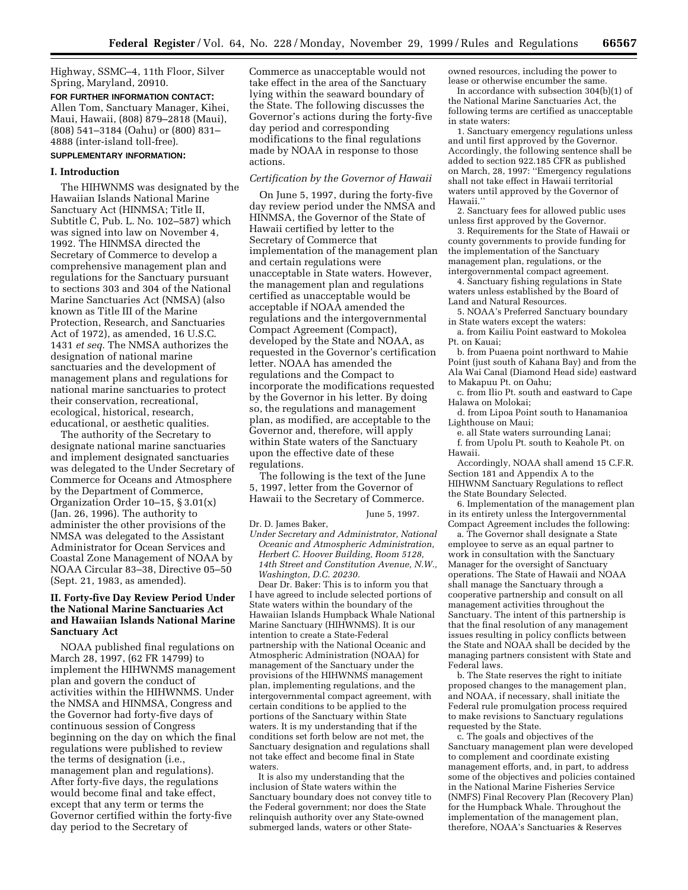Highway, SSMC–4, 11th Floor, Silver Spring, Maryland, 20910.

**FOR FURTHER INFORMATION CONTACT:** Allen Tom, Sanctuary Manager, Kihei, Maui, Hawaii, (808) 879–2818 (Maui), (808) 541–3184 (Oahu) or (800) 831–4888 (inter-island toll-free).

**SUPPLEMENTARY INFORMATION:**

## I. Introduction

The HIHWNMS was designated by the Hawaiian Islands National Marine Sanctuary Act (HINMSA; Title II, Subtitle C, Pub. L. No. 102–587) which was signed into law on November 4, 1992. The HINMSA directed the Secretary of Commerce to develop a comprehensive management plan and regulations for the Sanctuary pursuant to sections 303 and 304 of the National Marine Sanctuaries Act (NMSA) (also known as Title III of the Marine Protection, Research, and Sanctuaries Act of 1972), as amended, 16 U.S.C. 1431 *et seq.* The NMSA authorizes the designation of national marine sanctuaries and the development of management plans and regulations for national marine sanctuaries to protect their conservation, recreational, ecological, historical, research, educational, or aesthetic qualities.

The authority of the Secretary to designate national marine sanctuaries and implement designated sanctuaries was delegated to the Under Secretary of Commerce for Oceans and Atmosphere by the Department of Commerce, Organization Order 10–15, § 3.01(x) (Jan. 26, 1996). The authority to administer the other provisions of the NMSA was delegated to the Assistant Administrator for Ocean Services and Coastal Zone Management of NOAA by NOAA Circular 83–38, Directive 05–50 (Sept. 21, 1983, as amended).

## II. Forty-five Day Review Period Under the National Marine Sanctuaries Act and Hawaiian Islands National Marine Sanctuary Act

NOAA published final regulations on March 28, 1997, (62 FR 14799) to implement the HIHWNMS management plan and govern the conduct of activities within the HIHWNMS. Under the NMSA and HINMSA, Congress and the Governor had forty-five days of continuous session of Congress beginning on the day on which the final regulations were published to review the terms of designation (i.e., management plan and regulations). After forty-five days, the regulations would become final and take effect, except that any term or terms the Governor certified within the forty-five day period to the Secretary of Commerce as unacceptable would not take effect in the area of the Sanctuary lying within the seaward boundary of the State. The following discusses the Governor's actions during the forty-five day period and corresponding modifications to the final regulations made by NOAA in response to those actions.

### *Certification by the Governor of Hawaii*

On June 5, 1997, during the forty-five day review period under the NMSA and HINMSA, the Governor of the State of Hawaii certified by letter to the Secretary of Commerce that implementation of the management plan and certain regulations were unacceptable in State waters. However, the management plan and regulations certified as unacceptable would be acceptable if NOAA amended the regulations and the intergovernmental Compact Agreement (Compact), developed by the State and NOAA, as requested in the Governor's certification letter. NOAA has amended the regulations and the Compact to incorporate the modifications requested by the Governor in his letter. By doing so, the regulations and management plan, as modified, are acceptable to the Governor and, therefore, will apply within State waters of the Sanctuary upon the effective date of these regulations.

The following is the text of the June 5, 1997, letter from the Governor of Hawaii to the Secretary of Commerce.

June 5, 1997.

Dr. D. James Baker,
*Under Secretary and Administrator, National Oceanic and Atmospheric Administration, Herbert C. Hoover Building, Room 5128, 14th Street and Constitution Avenue, N.W., Washington, D.C. 20230.*

Dear Dr. Baker: This is to inform you that I have agreed to include selected portions of State waters within the boundary of the Hawaiian Islands Humpback Whale National Marine Sanctuary (HIHWNMS). It is our intention to create a State-Federal partnership with the National Oceanic and Atmospheric Administration (NOAA) for management of the Sanctuary under the provisions of the HIHWNMS management plan, implementing regulations, and the intergovernmental compact agreement, with certain conditions to be applied to the portions of the Sanctuary within State waters. It is my understanding that if the conditions set forth below are not met, the Sanctuary designation and regulations shall not take effect and become final in State waters.

It is also my understanding that the inclusion of State waters within the Sanctuary boundary does not convey title to the Federal government; nor does the State relinquish authority over any State-owned submerged lands, waters or other State-owned resources, including the power to lease or otherwise encumber the same.

In accordance with subsection 304(b)(1) of the National Marine Sanctuaries Act, the following terms are certified as unacceptable in state waters:

1. Sanctuary emergency regulations unless and until first approved by the Governor. Accordingly, the following sentence shall be added to section 922.185 CFR as published on March, 28, 1997: ''Emergency regulations shall not take effect in Hawaii territorial waters until approved by the Governor of Hawaii.''

2. Sanctuary fees for allowed public uses unless first approved by the Governor.

3. Requirements for the State of Hawaii or county governments to provide funding for the implementation of the Sanctuary management plan, regulations, or the intergovernmental compact agreement.

4. Sanctuary fishing regulations in State waters unless established by the Board of Land and Natural Resources.

5. NOAA's Preferred Sanctuary boundary in State waters except the waters:

a. from Kailiu Point eastward to Mokolea Pt. on Kauai;

b. from Puaena point northward to Mahie Point (just south of Kahana Bay) and from the Ala Wai Canal (Diamond Head side) eastward to Makapuu Pt. on Oahu;

c. from Ilio Pt. south and eastward to Cape Halawa on Molokai;

d. from Lipoa Point south to Hanamanioa Lighthouse on Maui;

e. all State waters surrounding Lanai;

f. from Upolu Pt. south to Keahole Pt. on Hawaii.

Accordingly, NOAA shall amend 15 C.F.R. Section 181 and Appendix A to the HIHWNM Sanctuary Regulations to reflect the State Boundary Selected.

6. Implementation of the management plan in its entirety unless the Intergovernmental Compact Agreement includes the following:

a. The Governor shall designate a State employee to serve as an equal partner to work in consultation with the Sanctuary Manager for the oversight of Sanctuary operations. The State of Hawaii and NOAA shall manage the Sanctuary through a cooperative partnership and consult on all management activities throughout the Sanctuary. The intent of this partnership is that the final resolution of any management issues resulting in policy conflicts between the State and NOAA shall be decided by the managing partners consistent with State and Federal laws.

b. The State reserves the right to initiate proposed changes to the management plan, and NOAA, if necessary, shall initiate the Federal rule promulgation process required to make revisions to Sanctuary regulations requested by the State.

c. The goals and objectives of the Sanctuary management plan were developed to complement and coordinate existing management efforts, and, in part, to address some of the objectives and policies contained in the National Marine Fisheries Service (NMFS) Final Recovery Plan (Recovery Plan) for the Humpback Whale. Throughout the implementation of the management plan, therefore, NOAA's Sanctuaries & Reserves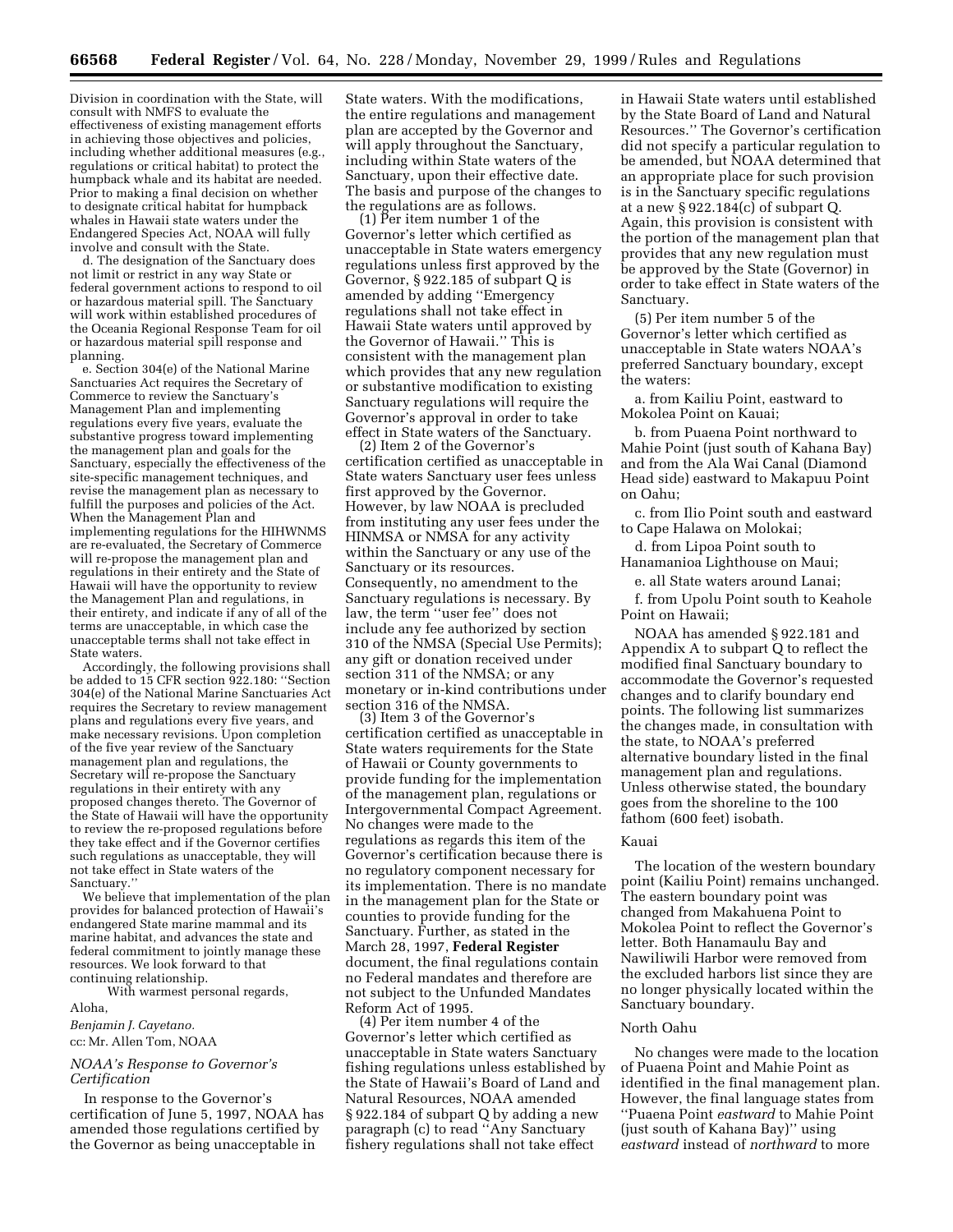Division in coordination with the State, will consult with NMFS to evaluate the effectiveness of existing management efforts in achieving those objectives and policies, including whether additional measures (e.g., regulations or critical habitat) to protect the humpback whale and its habitat are needed. Prior to making a final decision on whether to designate critical habitat for humpback whales in Hawaii state waters under the Endangered Species Act, NOAA will fully involve and consult with the State.

d. The designation of the Sanctuary does not limit or restrict in any way State or federal government actions to respond to oil or hazardous material spill. The Sanctuary will work within established procedures of the Oceania Regional Response Team for oil or hazardous material spill response and planning.

e. Section 304(e) of the National Marine Sanctuaries Act requires the Secretary of Commerce to review the Sanctuary's Management Plan and implementing regulations every five years, evaluate the substantive progress toward implementing the management plan and goals for the Sanctuary, especially the effectiveness of the site-specific management techniques, and revise the management plan as necessary to fulfill the purposes and policies of the Act. When the Management Plan and implementing regulations for the HIHWNMS are re-evaluated, the Secretary of Commerce will re-propose the management plan and regulations in their entirety and the State of Hawaii will have the opportunity to review the Management Plan and regulations, in their entirety, and indicate if any of all of the terms are unacceptable, in which case the unacceptable terms shall not take effect in State waters.

Accordingly, the following provisions shall be added to 15 CFR section 922.180: "Section 304(e) of the National Marine Sanctuaries Act requires the Secretary to review management plans and regulations every five years, and make necessary revisions. Upon completion of the five year review of the Sanctuary management plan and regulations, the Secretary will re-propose the Sanctuary regulations in their entirety with any proposed changes thereto. The Governor of the State of Hawaii will have the opportunity to review the re-proposed regulations before they take effect and if the Governor certifies such regulations as unacceptable, they will not take effect in State waters of the Sanctuary."

We believe that implementation of the plan provides for balanced protection of Hawaii's endangered State marine mammal and its marine habitat, and advances the state and federal commitment to jointly manage these resources. We look forward to that continuing relationship.

With warmest personal regards,

Aloha,

*Benjamin J. Cayetano.*

cc: Mr. Allen Tom, NOAA

### *NOAA's Response to Governor's Certification*

In response to the Governor's certification of June 5, 1997, NOAA has amended those regulations certified by the Governor as being unacceptable in State waters. With the modifications, the entire regulations and management plan are accepted by the Governor and will apply throughout the Sanctuary, including within State waters of the Sanctuary, upon their effective date. The basis and purpose of the changes to the regulations are as follows.

(1) Per item number 1 of the Governor's letter which certified as unacceptable in State waters emergency regulations unless first approved by the Governor, § 922.185 of subpart Q is amended by adding "Emergency regulations shall not take effect in Hawaii State waters until approved by the Governor of Hawaii." This is consistent with the management plan which provides that any new regulation or substantive modification to existing Sanctuary regulations will require the Governor's approval in order to take effect in State waters of the Sanctuary.

(2) Item 2 of the Governor's certification certified as unacceptable in State waters Sanctuary user fees unless first approved by the Governor. However, by law NOAA is precluded from instituting any user fees under the HINMSA or NMSA for any activity within the Sanctuary or any use of the Sanctuary or its resources. Consequently, no amendment to the Sanctuary regulations is necessary. By law, the term "user fee" does not include any fee authorized by section 310 of the NMSA (Special Use Permits); any gift or donation received under section 311 of the NMSA; or any monetary or in-kind contributions under section 316 of the NMSA.

(3) Item 3 of the Governor's certification certified as unacceptable in State waters requirements for the State of Hawaii or County governments to provide funding for the implementation of the management plan, regulations or Intergovernmental Compact Agreement. No changes were made to the regulations as regards this item of the Governor's certification because there is no regulatory component necessary for its implementation. There is no mandate in the management plan for the State or counties to provide funding for the Sanctuary. Further, as stated in the March 28, 1997, **Federal Register** document, the final regulations contain no Federal mandates and therefore are not subject to the Unfunded Mandates Reform Act of 1995.

(4) Per item number 4 of the Governor's letter which certified as unacceptable in State waters Sanctuary fishing regulations unless established by the State of Hawaii's Board of Land and Natural Resources, NOAA amended § 922.184 of subpart Q by adding a new paragraph (c) to read "Any Sanctuary fishery regulations shall not take effect in Hawaii State waters until established by the State Board of Land and Natural Resources." The Governor's certification did not specify a particular regulation to be amended, but NOAA determined that an appropriate place for such provision is in the Sanctuary specific regulations at a new § 922.184(c) of subpart Q. Again, this provision is consistent with the portion of the management plan that provides that any new regulation must be approved by the State (Governor) in order to take effect in State waters of the Sanctuary.

(5) Per item number 5 of the Governor's letter which certified as unacceptable in State waters NOAA's preferred Sanctuary boundary, except the waters:

a. from Kailiu Point, eastward to Mokolea Point on Kauai;

b. from Puaena Point northward to Mahie Point (just south of Kahana Bay) and from the Ala Wai Canal (Diamond Head side) eastward to Makapuu Point on Oahu;

c. from Ilio Point south and eastward to Cape Halawa on Molokai;

d. from Lipoa Point south to Hanamanioa Lighthouse on Maui;

e. all State waters around Lanai;

f. from Upolu Point south to Keahole Point on Hawaii;

NOAA has amended § 922.181 and Appendix A to subpart Q to reflect the modified final Sanctuary boundary to accommodate the Governor's requested changes and to clarify boundary end points. The following list summarizes the changes made, in consultation with the state, to NOAA's preferred alternative boundary listed in the final management plan and regulations. Unless otherwise stated, the boundary goes from the shoreline to the 100 fathom (600 feet) isobath.

#### Kauai

The location of the western boundary point (Kailiu Point) remains unchanged. The eastern boundary point was changed from Makahuena Point to Mokolea Point to reflect the Governor's letter. Both Hanamaulu Bay and Nawiliwili Harbor were removed from the excluded harbors list since they are no longer physically located within the Sanctuary boundary.

#### North Oahu

No changes were made to the location of Puaena Point and Mahie Point as identified in the final management plan. However, the final language states from "Puaena Point *eastward* to Mahie Point (just south of Kahana Bay)" using *eastward* instead of *northward* to more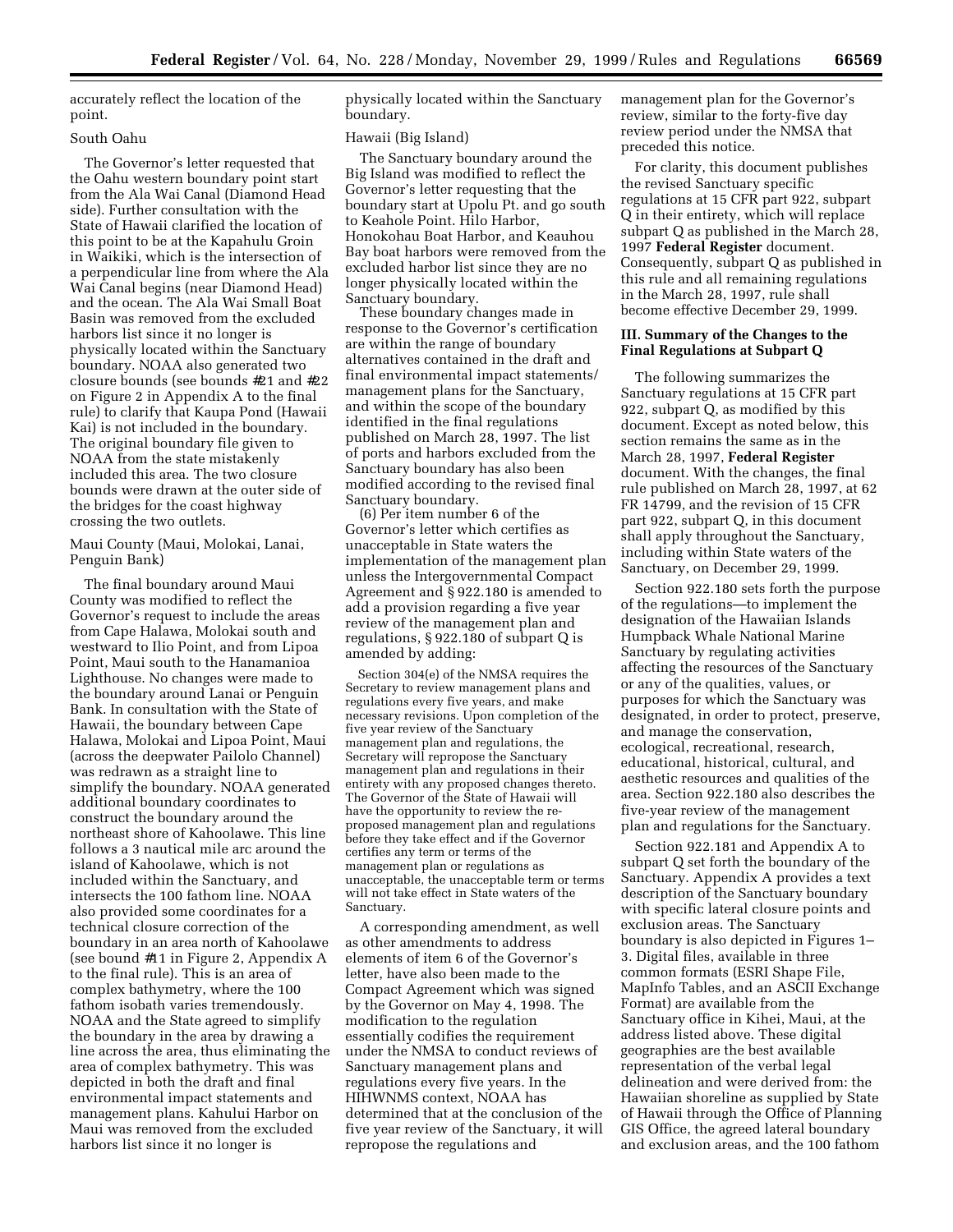accurately reflect the location of the point.

South Oahu

The Governor's letter requested that the Oahu western boundary point start from the Ala Wai Canal (Diamond Head side). Further consultation with the State of Hawaii clarified the location of this point to be at the Kapahulu Groin in Waikiki, which is the intersection of a perpendicular line from where the Ala Wai Canal begins (near Diamond Head) and the ocean. The Ala Wai Small Boat Basin was removed from the excluded harbors list since it no longer is physically located within the Sanctuary boundary. NOAA also generated two closure bounds (see bounds #21 and #22 on Figure 2 in Appendix A to the final rule) to clarify that Kaupa Pond (Hawaii Kai) is not included in the boundary. The original boundary file given to NOAA from the state mistakenly included this area. The two closure bounds were drawn at the outer side of the bridges for the coast highway crossing the two outlets.

Maui County (Maui, Molokai, Lanai, Penguin Bank)

The final boundary around Maui County was modified to reflect the Governor's request to include the areas from Cape Halawa, Molokai south and westward to Ilio Point, and from Lipoa Point, Maui south to the Hanamanioa Lighthouse. No changes were made to the boundary around Lanai or Penguin Bank. In consultation with the State of Hawaii, the boundary between Cape Halawa, Molokai and Lipoa Point, Maui (across the deepwater Pailolo Channel) was redrawn as a straight line to simplify the boundary. NOAA generated additional boundary coordinates to construct the boundary around the northeast shore of Kahoolawe. This line follows a 3 nautical mile arc around the island of Kahoolawe, which is not included within the Sanctuary, and intersects the 100 fathom line. NOAA also provided some coordinates for a technical closure correction of the boundary in an area north of Kahoolawe (see bound #11 in Figure 2, Appendix A to the final rule). This is an area of complex bathymetry, where the 100 fathom isobath varies tremendously. NOAA and the State agreed to simplify the boundary in the area by drawing a line across the area, thus eliminating the area of complex bathymetry. This was depicted in both the draft and final environmental impact statements and management plans. Kahului Harbor on Maui was removed from the excluded harbors list since it no longer is physically located within the Sanctuary boundary.

Hawaii (Big Island)

The Sanctuary boundary around the Big Island was modified to reflect the Governor's letter requesting that the boundary start at Upolu Pt. and go south to Keahole Point. Hilo Harbor, Honokohau Boat Harbor, and Keauhou Bay boat harbors were removed from the excluded harbor list since they are no longer physically located within the Sanctuary boundary.

These boundary changes made in response to the Governor's certification are within the range of boundary alternatives contained in the draft and final environmental impact statements/ management plans for the Sanctuary, and within the scope of the boundary identified in the final regulations published on March 28, 1997. The list of ports and harbors excluded from the Sanctuary boundary has also been modified according to the revised final Sanctuary boundary.

(6) Per item number 6 of the Governor's letter which certifies as unacceptable in State waters the implementation of the management plan unless the Intergovernmental Compact Agreement and § 922.180 is amended to add a provision regarding a five year review of the management plan and regulations, § 922.180 of subpart Q is amended by adding:

> Section 304(e) of the NMSA requires the Secretary to review management plans and regulations every five years, and make necessary revisions. Upon completion of the five year review of the Sanctuary management plan and regulations, the Secretary will repropose the Sanctuary management plan and regulations in their entirety with any proposed changes thereto. The Governor of the State of Hawaii will have the opportunity to review the re-proposed management plan and regulations before they take effect and if the Governor certifies any term or terms of the management plan or regulations as unacceptable, the unacceptable term or terms will not take effect in State waters of the Sanctuary.

A corresponding amendment, as well as other amendments to address elements of item 6 of the Governor's letter, have also been made to the Compact Agreement which was signed by the Governor on May 4, 1998. The modification to the regulation essentially codifies the requirement under the NMSA to conduct reviews of Sanctuary management plans and regulations every five years. In the HIHWNMS context, NOAA has determined that at the conclusion of the five year review of the Sanctuary, it will repropose the regulations and management plan for the Governor's review, similar to the forty-five day review period under the NMSA that preceded this notice.

For clarity, this document publishes the revised Sanctuary specific regulations at 15 CFR part 922, subpart Q in their entirety, which will replace subpart Q as published in the March 28, 1997 **Federal Register** document. Consequently, subpart Q as published in this rule and all remaining regulations in the March 28, 1997, rule shall become effective December 29, 1999.

## III. Summary of the Changes to the Final Regulations at Subpart Q

The following summarizes the Sanctuary regulations at 15 CFR part 922, subpart Q, as modified by this document. Except as noted below, this section remains the same as in the March 28, 1997, **Federal Register** document. With the changes, the final rule published on March 28, 1997, at 62 FR 14799, and the revision of 15 CFR part 922, subpart Q, in this document shall apply throughout the Sanctuary, including within State waters of the Sanctuary, on December 29, 1999.

Section 922.180 sets forth the purpose of the regulations—to implement the designation of the Hawaiian Islands Humpback Whale National Marine Sanctuary by regulating activities affecting the resources of the Sanctuary or any of the qualities, values, or purposes for which the Sanctuary was designated, in order to protect, preserve, and manage the conservation, ecological, recreational, research, educational, historical, cultural, and aesthetic resources and qualities of the area. Section 922.180 also describes the five-year review of the management plan and regulations for the Sanctuary.

Section 922.181 and Appendix A to subpart Q set forth the boundary of the Sanctuary. Appendix A provides a text description of the Sanctuary boundary with specific lateral closure points and exclusion areas. The Sanctuary boundary is also depicted in Figures 1–3. Digital files, available in three common formats (ESRI Shape File, MapInfo Tables, and an ASCII Exchange Format) are available from the Sanctuary office in Kihei, Maui, at the address listed above. These digital geographies are the best available representation of the verbal legal delineation and were derived from: the Hawaiian shoreline as supplied by State of Hawaii through the Office of Planning GIS Office, the agreed lateral boundary and exclusion areas, and the 100 fathom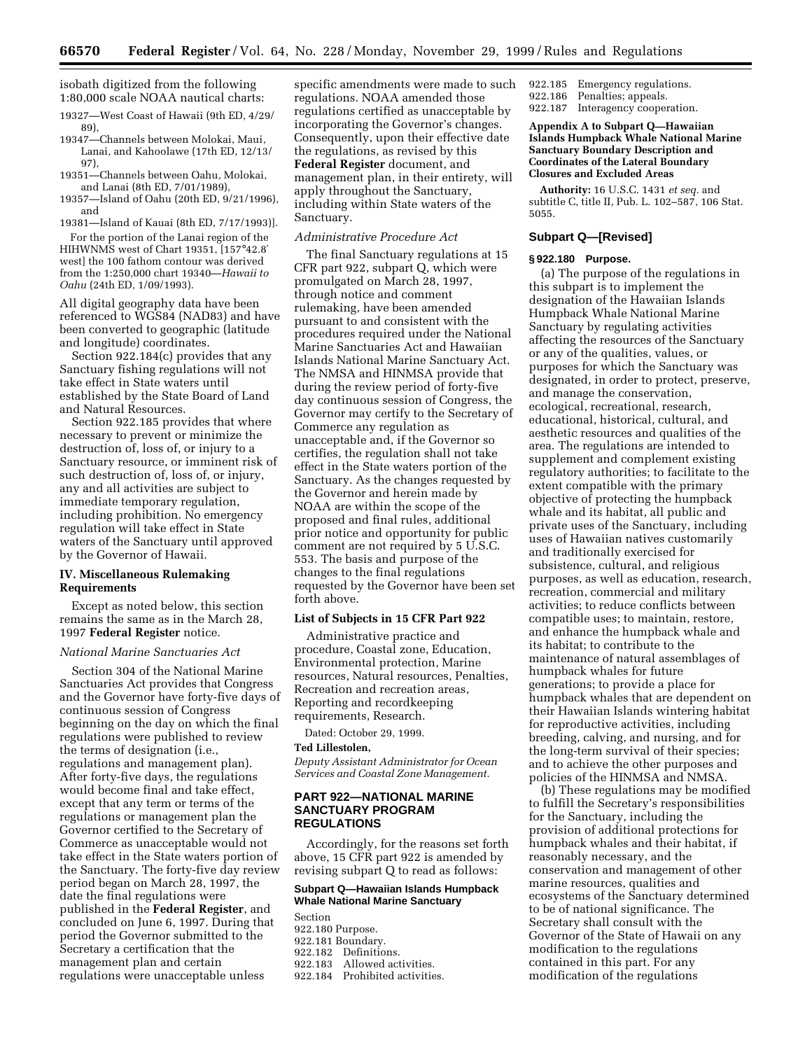isobath digitized from the following 1:80,000 scale NOAA nautical charts:

19327—West Coast of Hawaii (9th ED, 4/29/89),

19347—Channels between Molokai, Maui, Lanai, and Kahoolawe (17th ED, 12/13/97),

19351—Channels between Oahu, Molokai, and Lanai (8th ED, 7/01/1989),

19357—Island of Oahu (20th ED, 9/21/1996), and

19381—Island of Kauai (8th ED, 7/17/1993)].

For the portion of the Lanai region of the HIHWNMS west of Chart 19351, [157°42.8′ west] the 100 fathom contour was derived from the 1:250,000 chart 19340—*Hawaii to Oahu* (24th ED, 1/09/1993).

All digital geography data have been referenced to WGS84 (NAD83) and have been converted to geographic (latitude and longitude) coordinates.

Section 922.184(c) provides that any Sanctuary fishing regulations will not take effect in State waters until established by the State Board of Land and Natural Resources.

Section 922.185 provides that where necessary to prevent or minimize the destruction of, loss of, or injury to a Sanctuary resource, or imminent risk of such destruction of, loss of, or injury, any and all activities are subject to immediate temporary regulation, including prohibition. No emergency regulation will take effect in State waters of the Sanctuary until approved by the Governor of Hawaii.

## IV. Miscellaneous Rulemaking Requirements

Except as noted below, this section remains the same as in the March 28, 1997 **Federal Register** notice.

*National Marine Sanctuaries Act*

Section 304 of the National Marine Sanctuaries Act provides that Congress and the Governor have forty-five days of continuous session of Congress beginning on the day on which the final regulations were published to review the terms of designation (i.e., regulations and management plan). After forty-five days, the regulations would become final and take effect, except that any term or terms of the regulations or management plan the Governor certified to the Secretary of Commerce as unacceptable would not take effect in the State waters portion of the Sanctuary. The forty-five day review period began on March 28, 1997, the date the final regulations were published in the **Federal Register**, and concluded on June 6, 1997. During that period the Governor submitted to the Secretary a certification that the management plan and certain regulations were unacceptable unless specific amendments were made to such regulations. NOAA amended those regulations certified as unacceptable by incorporating the Governor's changes. Consequently, upon their effective date the regulations, as revised by this **Federal Register** document, and management plan, in their entirety, will apply throughout the Sanctuary, including within State waters of the Sanctuary.

*Administrative Procedure Act*

The final Sanctuary regulations at 15 CFR part 922, subpart Q, which were promulgated on March 28, 1997, through notice and comment rulemaking, have been amended pursuant to and consistent with the procedures required under the National Marine Sanctuaries Act and Hawaiian Islands National Marine Sanctuary Act. The NMSA and HINMSA provide that during the review period of forty-five day continuous session of Congress, the Governor may certify to the Secretary of Commerce any regulation as unacceptable and, if the Governor so certifies, the regulation shall not take effect in the State waters portion of the Sanctuary. As the changes requested by the Governor and herein made by NOAA are within the scope of the proposed and final rules, additional prior notice and opportunity for public comment are not required by 5 U.S.C. 553. The basis and purpose of the changes to the final regulations requested by the Governor have been set forth above.

### List of Subjects in 15 CFR Part 922

Administrative practice and procedure, Coastal zone, Education, Environmental protection, Marine resources, Natural resources, Penalties, Recreation and recreation areas, Reporting and recordkeeping requirements, Research.

Dated: October 29, 1999.

**Ted Lillestolen,**

*Deputy Assistant Administrator for Ocean Services and Coastal Zone Management.*

## PART 922—NATIONAL MARINE SANCTUARY PROGRAM REGULATIONS

Accordingly, for the reasons set forth above, 15 CFR part 922 is amended by revising subpart Q to read as follows:

### Subpart Q—Hawaiian Islands Humpback Whale National Marine Sanctuary

Section

922.180 Purpose.

922.181 Boundary.

922.182 Definitions.

922.183 Allowed activities.

922.184 Prohibited activities.

922.185 Emergency regulations.

922.186 Penalties; appeals.

922.187 Interagency cooperation.

**Appendix A to Subpart Q—Hawaiian Islands Humpback Whale National Marine Sanctuary Boundary Description and Coordinates of the Lateral Boundary Closures and Excluded Areas**

**Authority:** 16 U.S.C. 1431 *et seq.* and subtitle C, title II, Pub. L. 102–587, 106 Stat. 5055.

### Subpart Q—[Revised]

#### § 922.180 Purpose.

(a) The purpose of the regulations in this subpart is to implement the designation of the Hawaiian Islands Humpback Whale National Marine Sanctuary by regulating activities affecting the resources of the Sanctuary or any of the qualities, values, or purposes for which the Sanctuary was designated, in order to protect, preserve, and manage the conservation, ecological, recreational, research, educational, historical, cultural, and aesthetic resources and qualities of the area. The regulations are intended to supplement and complement existing regulatory authorities; to facilitate to the extent compatible with the primary objective of protecting the humpback whale and its habitat, all public and private uses of the Sanctuary, including uses of Hawaiian natives customarily and traditionally exercised for subsistence, cultural, and religious purposes, as well as education, research, recreation, commercial and military activities; to reduce conflicts between compatible uses; to maintain, restore, and enhance the humpback whale and its habitat; to contribute to the maintenance of natural assemblages of humpback whales for future generations; to provide a place for humpback whales that are dependent on their Hawaiian Islands wintering habitat for reproductive activities, including breeding, calving, and nursing, and for the long-term survival of their species; and to achieve the other purposes and policies of the HINMSA and NMSA.

(b) These regulations may be modified to fulfill the Secretary's responsibilities for the Sanctuary, including the provision of additional protections for humpback whales and their habitat, if reasonably necessary, and the conservation and management of other marine resources, qualities and ecosystems of the Sanctuary determined to be of national significance. The Secretary shall consult with the Governor of the State of Hawaii on any modification to the regulations contained in this part. For any modification of the regulations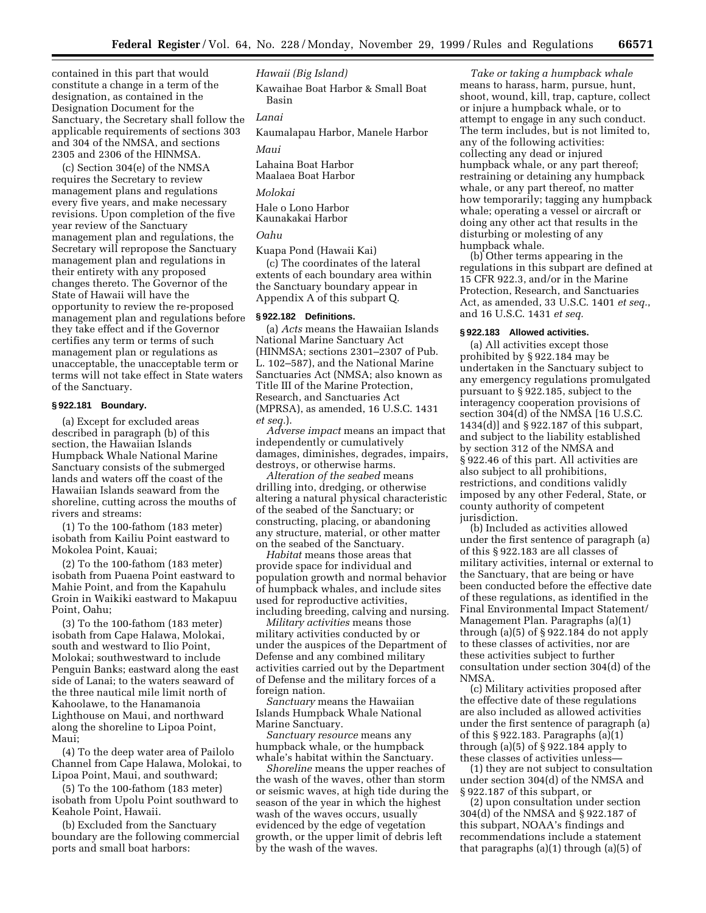contained in this part that would constitute a change in a term of the designation, as contained in the Designation Document for the Sanctuary, the Secretary shall follow the applicable requirements of sections 303 and 304 of the NMSA, and sections 2305 and 2306 of the HINMSA.

(c) Section 304(e) of the NMSA requires the Secretary to review management plans and regulations every five years, and make necessary revisions. Upon completion of the five year review of the Sanctuary management plan and regulations, the Secretary will repropose the Sanctuary management plan and regulations in their entirety with any proposed changes thereto. The Governor of the State of Hawaii will have the opportunity to review the re-proposed management plan and regulations before they take effect and if the Governor certifies any term or terms of such management plan or regulations as unacceptable, the unacceptable term or terms will not take effect in State waters of the Sanctuary.

### § 922.181 Boundary.

(a) Except for excluded areas described in paragraph (b) of this section, the Hawaiian Islands Humpback Whale National Marine Sanctuary consists of the submerged lands and waters off the coast of the Hawaiian Islands seaward from the shoreline, cutting across the mouths of rivers and streams:

(1) To the 100-fathom (183 meter) isobath from Kailiu Point eastward to Mokolea Point, Kauai;

(2) To the 100-fathom (183 meter) isobath from Puaena Point eastward to Mahie Point, and from the Kapahulu Groin in Waikiki eastward to Makapuu Point, Oahu;

(3) To the 100-fathom (183 meter) isobath from Cape Halawa, Molokai, south and westward to Ilio Point, Molokai; southwestward to include Penguin Banks; eastward along the east side of Lanai; to the waters seaward of the three nautical mile limit north of Kahoolawe, to the Hanamanoia Lighthouse on Maui, and northward along the shoreline to Lipoa Point, Maui;

(4) To the deep water area of Pailolo Channel from Cape Halawa, Molokai, to Lipoa Point, Maui, and southward;

(5) To the 100-fathom (183 meter) isobath from Upolu Point southward to Keahole Point, Hawaii.

(b) Excluded from the Sanctuary boundary are the following commercial ports and small boat harbors:

*Hawaii (Big Island)*

Kawaihae Boat Harbor & Small Boat Basin

*Lanai*

Kaumalapau Harbor, Manele Harbor

*Maui*

Lahaina Boat Harbor
Maalaea Boat Harbor

*Molokai*

Hale o Lono Harbor
Kaunakakai Harbor

*Oahu*

Kuapa Pond (Hawaii Kai)

(c) The coordinates of the lateral extents of each boundary area within the Sanctuary boundary appear in Appendix A of this subpart Q.

### § 922.182 Definitions.

(a) *Acts* means the Hawaiian Islands National Marine Sanctuary Act (HINMSA; sections 2301–2307 of Pub. L. 102–587), and the National Marine Sanctuaries Act (NMSA; also known as Title III of the Marine Protection, Research, and Sanctuaries Act (MPRSA), as amended, 16 U.S.C. 1431 *et seq.*).

*Adverse impact* means an impact that independently or cumulatively damages, diminishes, degrades, impairs, destroys, or otherwise harms.

*Alteration of the seabed* means drilling into, dredging, or otherwise altering a natural physical characteristic of the seabed of the Sanctuary; or constructing, placing, or abandoning any structure, material, or other matter on the seabed of the Sanctuary.

*Habitat* means those areas that provide space for individual and population growth and normal behavior of humpback whales, and include sites used for reproductive activities, including breeding, calving and nursing.

*Military activities* means those military activities conducted by or under the auspices of the Department of Defense and any combined military activities carried out by the Department of Defense and the military forces of a foreign nation.

*Sanctuary* means the Hawaiian Islands Humpback Whale National Marine Sanctuary.

*Sanctuary resource* means any humpback whale, or the humpback whale's habitat within the Sanctuary.

*Shoreline* means the upper reaches of the wash of the waves, other than storm or seismic waves, at high tide during the season of the year in which the highest wash of the waves occurs, usually evidenced by the edge of vegetation growth, or the upper limit of debris left by the wash of the waves.

*Take or taking a humpback whale* means to harass, harm, pursue, hunt, shoot, wound, kill, trap, capture, collect or injure a humpback whale, or to attempt to engage in any such conduct. The term includes, but is not limited to, any of the following activities: collecting any dead or injured humpback whale, or any part thereof; restraining or detaining any humpback whale, or any part thereof, no matter how temporarily; tagging any humpback whale; operating a vessel or aircraft or doing any other act that results in the disturbing or molesting of any humpback whale.

(b) Other terms appearing in the regulations in this subpart are defined at 15 CFR 922.3, and/or in the Marine Protection, Research, and Sanctuaries Act, as amended, 33 U.S.C. 1401 *et seq.*, and 16 U.S.C. 1431 *et seq.*

### § 922.183 Allowed activities.

(a) All activities except those prohibited by § 922.184 may be undertaken in the Sanctuary subject to any emergency regulations promulgated pursuant to § 922.185, subject to the interagency cooperation provisions of section 304(d) of the NMSA [16 U.S.C. 1434(d)] and § 922.187 of this subpart, and subject to the liability established by section 312 of the NMSA and § 922.46 of this part. All activities are also subject to all prohibitions, restrictions, and conditions validly imposed by any other Federal, State, or county authority of competent jurisdiction.

(b) Included as activities allowed under the first sentence of paragraph (a) of this § 922.183 are all classes of military activities, internal or external to the Sanctuary, that are being or have been conducted before the effective date of these regulations, as identified in the Final Environmental Impact Statement/ Management Plan. Paragraphs (a)(1) through (a)(5) of § 922.184 do not apply to these classes of activities, nor are these activities subject to further consultation under section 304(d) of the NMSA.

(c) Military activities proposed after the effective date of these regulations are also included as allowed activities under the first sentence of paragraph (a) of this § 922.183. Paragraphs (a)(1) through (a)(5) of § 922.184 apply to these classes of activities unless—

(1) they are not subject to consultation under section 304(d) of the NMSA and § 922.187 of this subpart, or

(2) upon consultation under section 304(d) of the NMSA and § 922.187 of this subpart, NOAA's findings and recommendations include a statement that paragraphs (a)(1) through (a)(5) of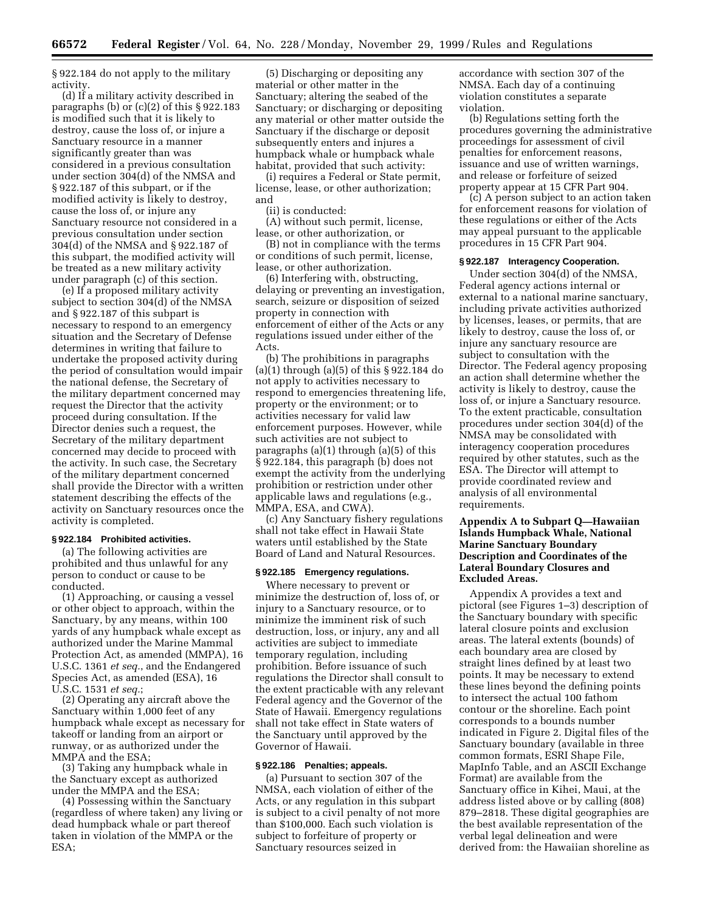§ 922.184 do not apply to the military activity.

(d) If a military activity described in paragraphs (b) or (c)(2) of this § 922.183 is modified such that it is likely to destroy, cause the loss of, or injure a Sanctuary resource in a manner significantly greater than was considered in a previous consultation under section 304(d) of the NMSA and § 922.187 of this subpart, or if the modified activity is likely to destroy, cause the loss of, or injure any Sanctuary resource not considered in a previous consultation under section 304(d) of the NMSA and § 922.187 of this subpart, the modified activity will be treated as a new military activity under paragraph (c) of this section.

(e) If a proposed military activity subject to section 304(d) of the NMSA and § 922.187 of this subpart is necessary to respond to an emergency situation and the Secretary of Defense determines in writing that failure to undertake the proposed activity during the period of consultation would impair the national defense, the Secretary of the military department concerned may request the Director that the activity proceed during consultation. If the Director denies such a request, the Secretary of the military department concerned may decide to proceed with the activity. In such case, the Secretary of the military department concerned shall provide the Director with a written statement describing the effects of the activity on Sanctuary resources once the activity is completed.

#### § 922.184 Prohibited activities.

(a) The following activities are prohibited and thus unlawful for any person to conduct or cause to be conducted.

(1) Approaching, or causing a vessel or other object to approach, within the Sanctuary, by any means, within 100 yards of any humpback whale except as authorized under the Marine Mammal Protection Act, as amended (MMPA), 16 U.S.C. 1361 *et seq.*, and the Endangered Species Act, as amended (ESA), 16 U.S.C. 1531 *et seq.*;

(2) Operating any aircraft above the Sanctuary within 1,000 feet of any humpback whale except as necessary for takeoff or landing from an airport or runway, or as authorized under the MMPA and the ESA;

(3) Taking any humpback whale in the Sanctuary except as authorized under the MMPA and the ESA;

(4) Possessing within the Sanctuary (regardless of where taken) any living or dead humpback whale or part thereof taken in violation of the MMPA or the ESA;

(5) Discharging or depositing any material or other matter in the Sanctuary; altering the seabed of the Sanctuary; or discharging or depositing any material or other matter outside the Sanctuary if the discharge or deposit subsequently enters and injures a humpback whale or humpback whale habitat, provided that such activity:

(i) requires a Federal or State permit, license, lease, or other authorization; and

(ii) is conducted:

(A) without such permit, license, lease, or other authorization, or

(B) not in compliance with the terms or conditions of such permit, license, lease, or other authorization.

(6) Interfering with, obstructing, delaying or preventing an investigation, search, seizure or disposition of seized property in connection with enforcement of either of the Acts or any regulations issued under either of the Acts.

(b) The prohibitions in paragraphs (a)(1) through (a)(5) of this § 922.184 do not apply to activities necessary to respond to emergencies threatening life, property or the environment; or to activities necessary for valid law enforcement purposes. However, while such activities are not subject to paragraphs (a)(1) through (a)(5) of this § 922.184, this paragraph (b) does not exempt the activity from the underlying prohibition or restriction under other applicable laws and regulations (e.g., MMPA, ESA, and CWA).

(c) Any Sanctuary fishery regulations shall not take effect in Hawaii State waters until established by the State Board of Land and Natural Resources.

#### § 922.185 Emergency regulations.

Where necessary to prevent or minimize the destruction of, loss of, or injury to a Sanctuary resource, or to minimize the imminent risk of such destruction, loss, or injury, any and all activities are subject to immediate temporary regulation, including prohibition. Before issuance of such regulations the Director shall consult to the extent practicable with any relevant Federal agency and the Governor of the State of Hawaii. Emergency regulations shall not take effect in State waters of the Sanctuary until approved by the Governor of Hawaii.

#### § 922.186 Penalties; appeals.

(a) Pursuant to section 307 of the NMSA, each violation of either of the Acts, or any regulation in this subpart is subject to a civil penalty of not more than $100,000. Each such violation is subject to forfeiture of property or Sanctuary resources seized in accordance with section 307 of the NMSA. Each day of a continuing violation constitutes a separate violation.

(b) Regulations setting forth the procedures governing the administrative proceedings for assessment of civil penalties for enforcement reasons, issuance and use of written warnings, and release or forfeiture of seized property appear at 15 CFR Part 904.

(c) A person subject to an action taken for enforcement reasons for violation of these regulations or either of the Acts may appeal pursuant to the applicable procedures in 15 CFR Part 904.

#### § 922.187 Interagency Cooperation.

Under section 304(d) of the NMSA, Federal agency actions internal or external to a national marine sanctuary, including private activities authorized by licenses, leases, or permits, that are likely to destroy, cause the loss of, or injure any sanctuary resource are subject to consultation with the Director. The Federal agency proposing an action shall determine whether the activity is likely to destroy, cause the loss of, or injure a Sanctuary resource. To the extent practicable, consultation procedures under section 304(d) of the NMSA may be consolidated with interagency cooperation procedures required by other statutes, such as the ESA. The Director will attempt to provide coordinated review and analysis of all environmental requirements.

### Appendix A to Subpart Q—Hawaiian Islands Humpback Whale, National Marine Sanctuary Boundary Description and Coordinates of the Lateral Boundary Closures and Excluded Areas.

Appendix A provides a text and pictoral (see Figures 1–3) description of the Sanctuary boundary with specific lateral closure points and exclusion areas. The lateral extents (bounds) of each boundary area are closed by straight lines defined by at least two points. It may be necessary to extend these lines beyond the defining points to intersect the actual 100 fathom contour or the shoreline. Each point corresponds to a bounds number indicated in Figure 2. Digital files of the Sanctuary boundary (available in three common formats, ESRI Shape File, MapInfo Table, and an ASCII Exchange Format) are available from the Sanctuary office in Kihei, Maui, at the address listed above or by calling (808) 879–2818. These digital geographies are the best available representation of the verbal legal delineation and were derived from: the Hawaiian shoreline as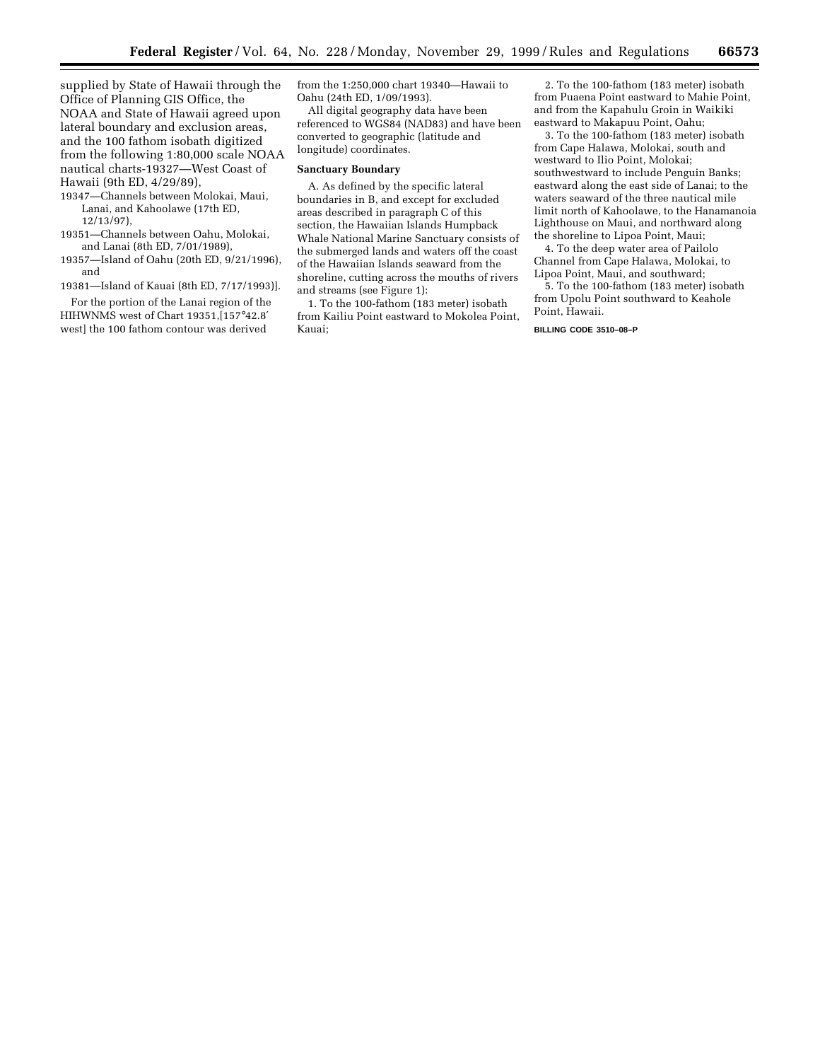supplied by State of Hawaii through the Office of Planning GIS Office, the NOAA and State of Hawaii agreed upon lateral boundary and exclusion areas, and the 100 fathom isobath digitized from the following 1:80,000 scale NOAA nautical charts-19327—West Coast of Hawaii (9th ED, 4/29/89),

19347—Channels between Molokai, Maui, Lanai, and Kahoolawe (17th ED, 12/13/97),

19351—Channels between Oahu, Molokai, and Lanai (8th ED, 7/01/1989),

19357—Island of Oahu (20th ED, 9/21/1996), and

19381—Island of Kauai (8th ED, 7/17/1993)].

For the portion of the Lanai region of the HIHWNMS west of Chart 19351,[157°42.8′ west] the 100 fathom contour was derived from the 1:250,000 chart 19340—Hawaii to Oahu (24th ED, 1/09/1993).

All digital geography data have been referenced to WGS84 (NAD83) and have been converted to geographic (latitude and longitude) coordinates.

**Sanctuary Boundary**

A. As defined by the specific lateral boundaries in B, and except for excluded areas described in paragraph C of this section, the Hawaiian Islands Humpback Whale National Marine Sanctuary consists of the submerged lands and waters off the coast of the Hawaiian Islands seaward from the shoreline, cutting across the mouths of rivers and streams (see Figure 1):

1. To the 100-fathom (183 meter) isobath from Kailiu Point eastward to Mokolea Point, Kauai;

2. To the 100-fathom (183 meter) isobath from Puaena Point eastward to Mahie Point, and from the Kapahulu Groin in Waikiki eastward to Makapuu Point, Oahu;

3. To the 100-fathom (183 meter) isobath from Cape Halawa, Molokai, south and westward to Ilio Point, Molokai; southwestward to include Penguin Banks; eastward along the east side of Lanai; to the waters seaward of the three nautical mile limit north of Kahoolawe, to the Hanamanoia Lighthouse on Maui, and northward along the shoreline to Lipoa Point, Maui;

4. To the deep water area of Pailolo Channel from Cape Halawa, Molokai, to Lipoa Point, Maui, and southward;

5. To the 100-fathom (183 meter) isobath from Upolu Point southward to Keahole Point, Hawaii.

BILLING CODE 3510–08–P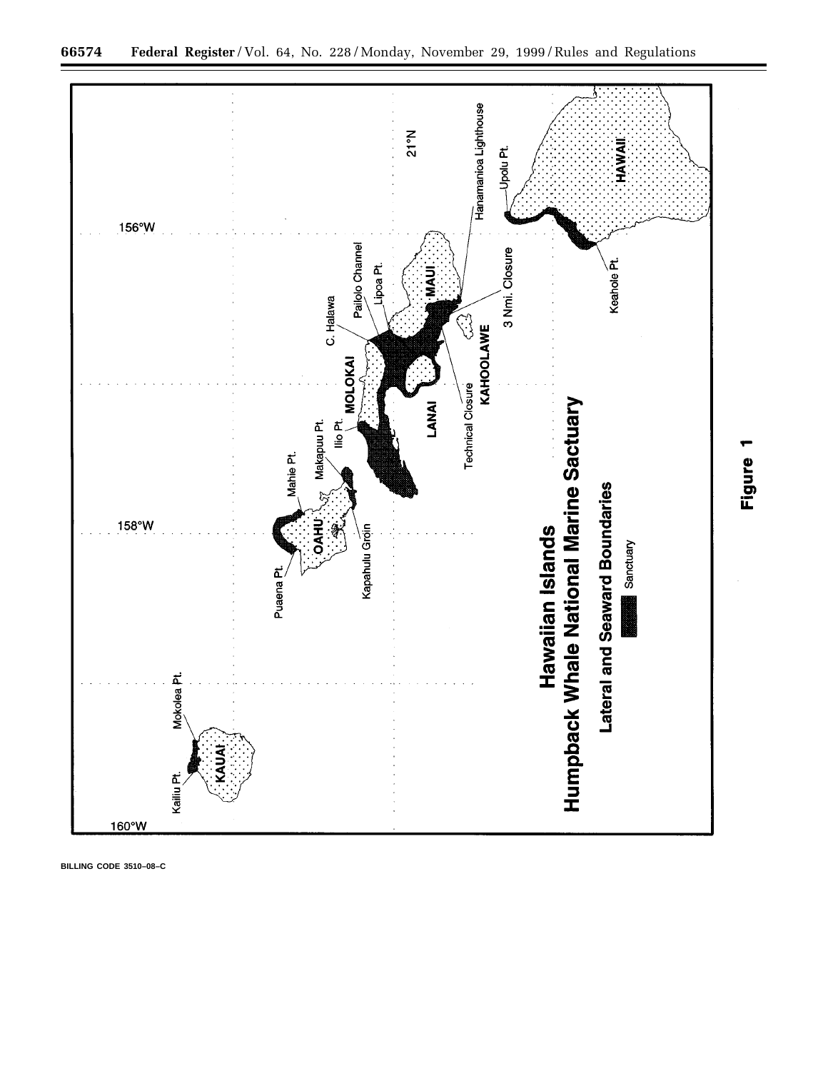**Hawaiian Islands Humpback Whale National Marine Sactuary**

**Lateral and Seaward Boundaries**

Sanctuary

Kailiu Pt. · Mokolea Pt. · KAUAI · Puaena Pt. · Mahie Pt. · OAHU · Makapuu Pt. · Kapahulu Groin · Ilio Pt. · MOLOKAI · C. Halawa · Pailolo Channel · Lipoa Pt. · MAUI · LANAI · Technical Closure · KAHOOLAWE · 3 Nmi. Closure · Hanamanioa Lighthouse · Upolu Pt. · HAWAII · Keahole Pt.

160°W · 158°W · 156°W · 21°N

**Figure 1**

**BILLING CODE 3510–08–C**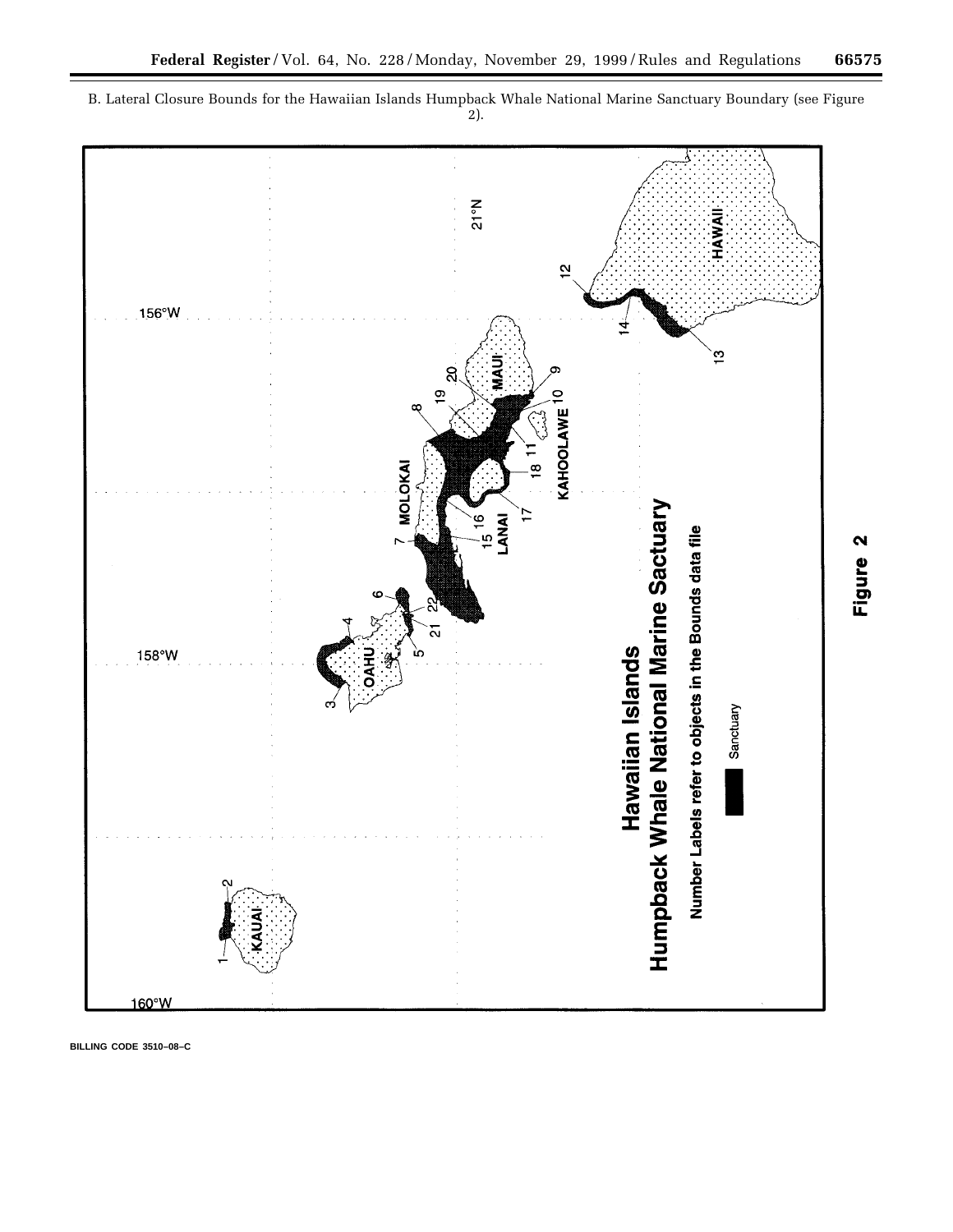B. Lateral Closure Bounds for the Hawaiian Islands Humpback Whale National Marine Sanctuary Boundary (see Figure 2).

**Hawaiian Islands Humpback Whale National Marine Sactuary**

Number Labels refer to objects in the Bounds data file

Sanctuary

**Figure 2**

BILLING CODE 3510–08–C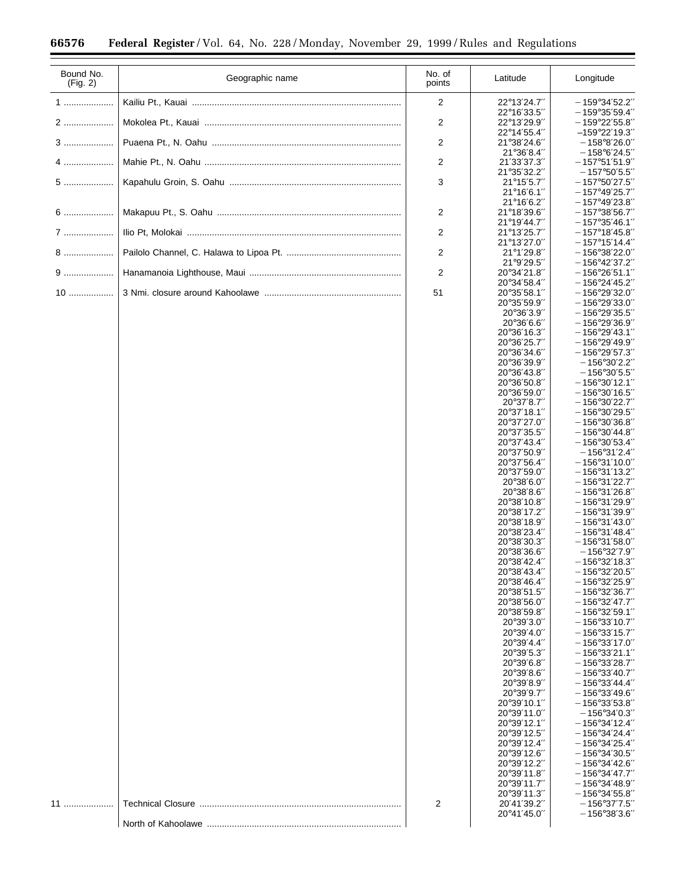| Bound No. (Fig. 2) | Geographic name | No. of points | Latitude | Longitude |
|---|---|---|---|---|
| 1 | Kailiu Pt., Kauai | 2 | 22°13′24.7″ | −159°34′52.2″ |
| | | | 22°16′33.5″ | −159°35′59.4″ |
| 2 | Mokolea Pt., Kauai | 2 | 22°13′29.9″ | −159°22′55.8″ |
| | | | 22°14′55.4″ | −159°22′19.3″ |
| 3 | Puaena Pt., N. Oahu | 2 | 21°38′24.6″ | −158°8′26.0″ |
| | | | 21°36′8.4″ | −158°6′24.5″ |
| 4 | Mahie Pt., N. Oahu | 2 | 21′33′37.3″ | −157°51′51.9″ |
| | | | 21°35′32.2″ | −157°50′5.5″ |
| 5 | Kapahulu Groin, S. Oahu | 3 | 21°15′5.7″ | −157°50′27.5″ |
| | | | 21°16′6.1″ | −157°49′25.7″ |
| | | | 21°16′6.2″ | −157°49′23.8″ |
| 6 | Makapuu Pt., S. Oahu | 2 | 21°18′39.6″ | −157°38′56.7″ |
| | | | 21°19′44.7″ | −157°35′46.1″ |
| 7 | Ilio Pt, Molokai | 2 | 21°13′25.7″ | −157°18′45.8″ |
| | | | 21°13′27.0″ | −157°15′14.4″ |
| 8 | Pailolo Channel, C. Halawa to Lipoa Pt. | 2 | 21°1′29.8″ | −156°38′22.0″ |
| | | | 21°9′29.5″ | −156°42′37.2″ |
| 9 | Hanamanoia Lighthouse, Maui | 2 | 20°34′21.8″ | −156°26′51.1″ |
| | | | 20°34′58.4″ | −156°24′45.2″ |
| 10 | 3 Nmi. closure around Kahoolawe | 51 | 20°35′58.1″ | −156°29′32.0″ |
| | | | 20°35′59.9″ | −156°29′33.0″ |
| | | | 20°36′3.9″ | −156°29′35.5″ |
| | | | 20°36′6.6″ | −156°29′36.9″ |
| | | | 20°36′16.3″ | −156°29′43.1″ |
| | | | 20°36′25.7″ | −156°29′49.9″ |
| | | | 20°36′34.6″ | −156°29′57.3″ |
| | | | 20°36′39.9″ | −156°30′2.2″ |
| | | | 20°36′43.8″ | −156°30′5.5″ |
| | | | 20°36′50.8″ | −156°30′12.1″ |
| | | | 20°36′59.0″ | −156°30′16.5″ |
| | | | 20°37′8.7″ | −156°30′22.7″ |
| | | | 20°37′18.1″ | −156°30′29.5″ |
| | | | 20°37′27.0″ | −156°30′36.8″ |
| | | | 20°37′35.5″ | −156°30′44.8″ |
| | | | 20°37′43.4″ | −156°30′53.4″ |
| | | | 20°37′50.9″ | −156°31′2.4″ |
| | | | 20°37′56.4″ | −156°31′10.0″ |
| | | | 20°37′59.0″ | −156°31′13.2″ |
| | | | 20°38′6.0″ | −156°31′22.7″ |
| | | | 20°38′8.6″ | −156°31′26.8″ |
| | | | 20°38′10.8″ | −156°31′29.9″ |
| | | | 20°38′17.2″ | −156°31′39.9″ |
| | | | 20°38′18.9″ | −156°31′43.0″ |
| | | | 20°38′23.4″ | −156°31′48.4″ |
| | | | 20°38′30.3″ | −156°31′58.0″ |
| | | | 20°38′36.6″ | −156°32′7.9″ |
| | | | 20°38′42.4″ | −156°32′18.3″ |
| | | | 20°38′43.4″ | −156°32′20.5″ |
| | | | 20°38′46.4″ | −156°32′25.9″ |
| | | | 20°38′51.5″ | −156°32′36.7″ |
| | | | 20°38′56.0″ | −156°32′47.7″ |
| | | | 20°38′59.8″ | −156°32′59.1″ |
| | | | 20°39′3.0″ | −156°33′10.7″ |
| | | | 20°39′4.0″ | −156°33′15.7″ |
| | | | 20°39′4.4″ | −156°33′17.0″ |
| | | | 20°39′5.3″ | −156°33′21.1″ |
| | | | 20°39′6.8″ | −156°33′28.7″ |
| | | | 20°39′8.6″ | −156°33′40.7″ |
| | | | 20°39′8.9″ | −156°33′44.4″ |
| | | | 20°39′9.7″ | −156°33′49.6″ |
| | | | 20°39′10.1″ | −156°33′53.8″ |
| | | | 20°39′11.0″ | −156°34′0.3″ |
| | | | 20°39′12.1″ | −156°34′12.4″ |
| | | | 20°39′12.5″ | −156°34′24.4″ |
| | | | 20°39′12.4″ | −156°34′25.4″ |
| | | | 20°39′12.6″ | −156°34′30.5″ |
| | | | 20°39′12.2″ | −156°34′42.6″ |
| | | | 20°39′11.8″ | −156°34′47.7″ |
| | | | 20°39′11.7″ | −156°34′48.9″ |
| | | | 20°39′11.3″ | −156°34′55.8″ |
| 11 | Technical Closure | 2 | 20′41′39.2″ | −156°37′7.5″ |
| | | | 20°41′45.0″ | −156°38′3.6″ |
| | North of Kahoolawe | | | |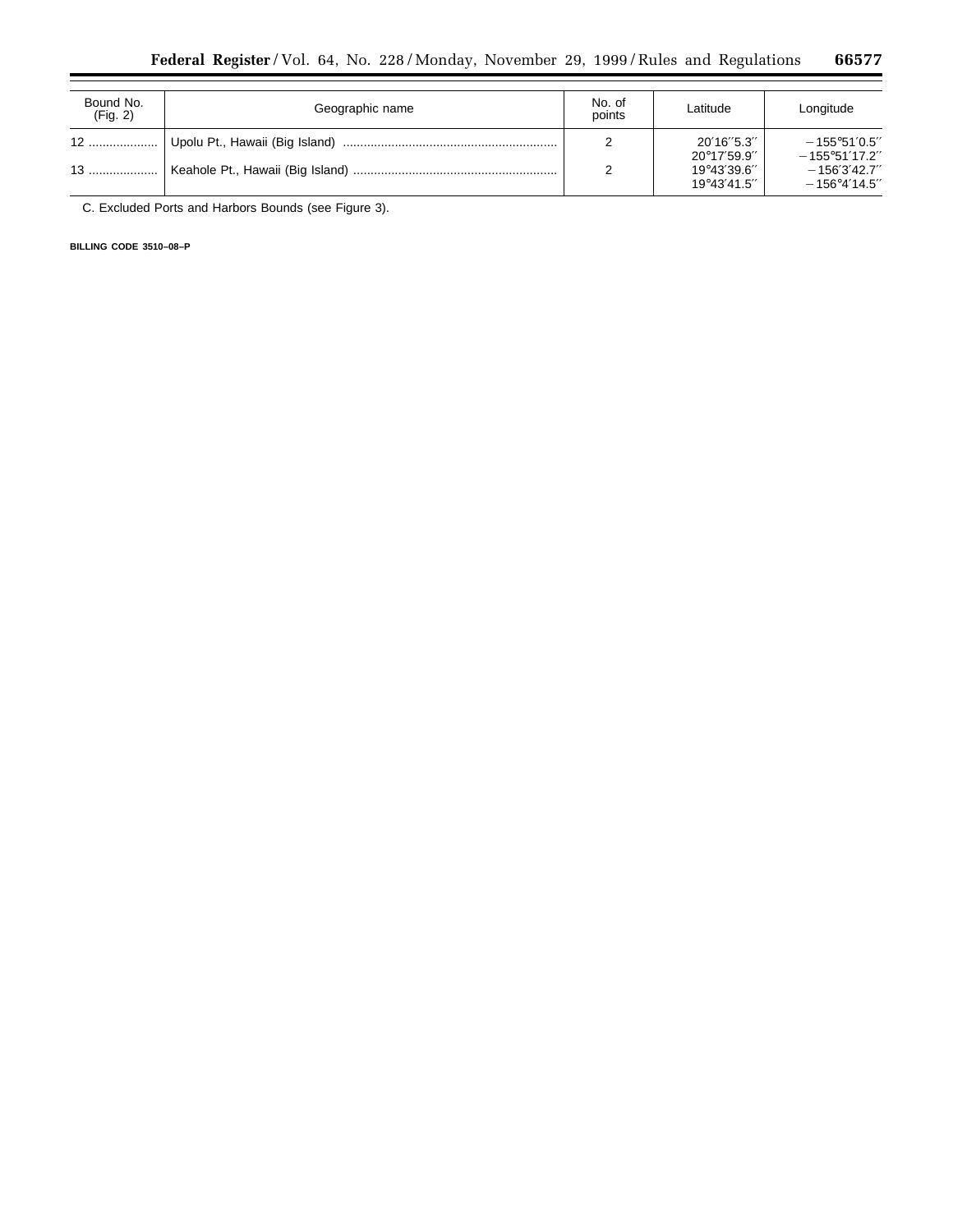| Bound No. (Fig. 2) | Geographic name | No. of points | Latitude | Longitude |
|---|---|---|---|---|
| 12 | Upolu Pt., Hawaii (Big Island) | 2 | 20′16″5.3″<br>20°17′59.9″ | −155°51′0.5″<br>−155°51′17.2″ |
| 13 | Keahole Pt., Hawaii (Big Island) | 2 | 19°43′39.6″<br>19°43′41.5″ | −156′3′42.7″<br>−156°4′14.5″ |

C. Excluded Ports and Harbors Bounds (see Figure 3).

**BILLING CODE 3510–08–P**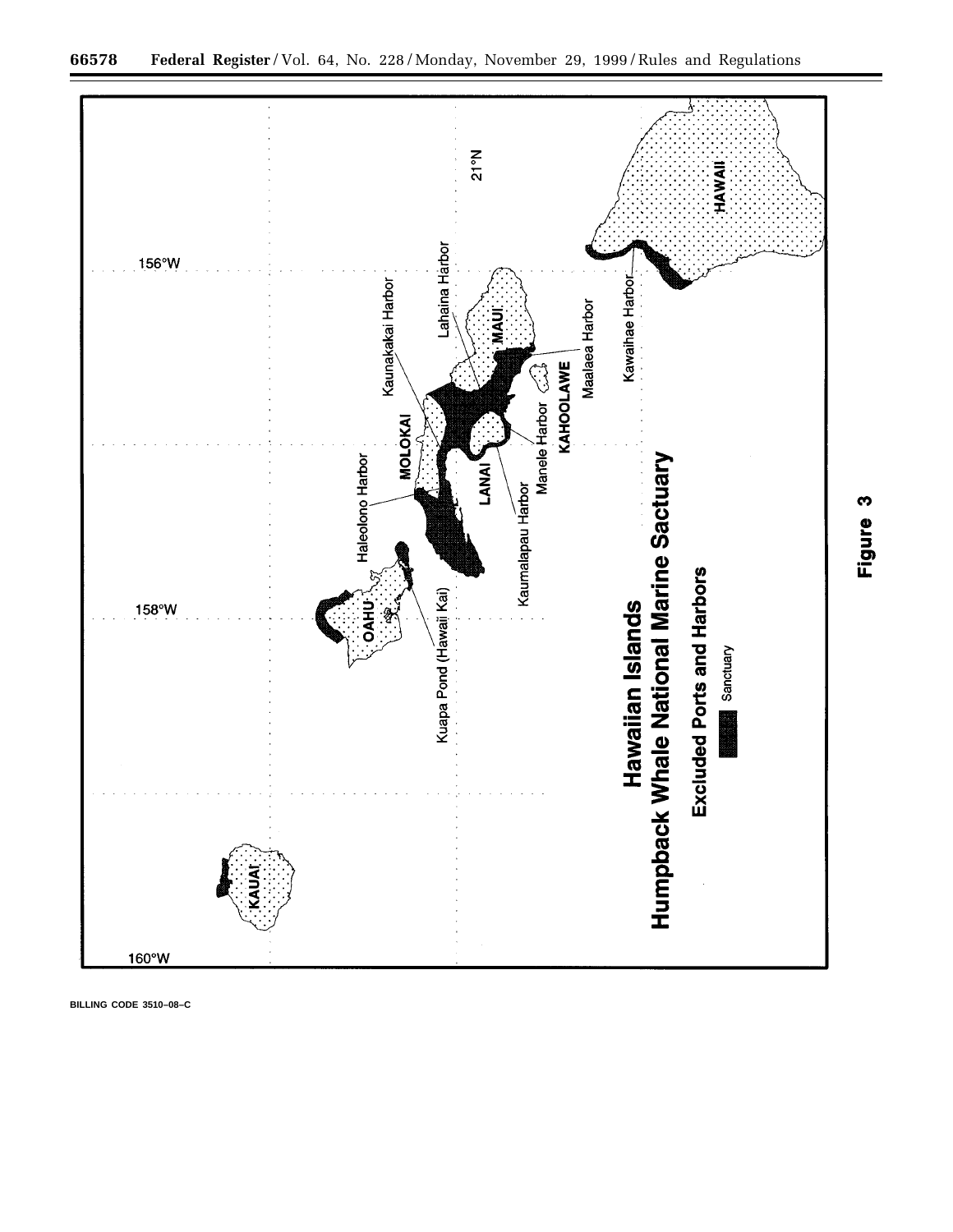156°W

21°N

158°W

160°W

KAUAI

OAHU

MOLOKAI

LANAI

MAUI

KAHOOLAWE

HAWAII

Kuapa Pond (Hawaii Kai)

Haleolono Harbor

Kaunakakai Harbor

Lahaina Harbor

Kaumalapau Harbor

Manele Harbor

Maalaea Harbor

Kawaihae Harbor

**Hawaiian Islands**
**Humpback Whale National Marine Sactuary**

**Excluded Ports and Harbors**

Sanctuary

**Figure 3**

BILLING CODE 3510–08–C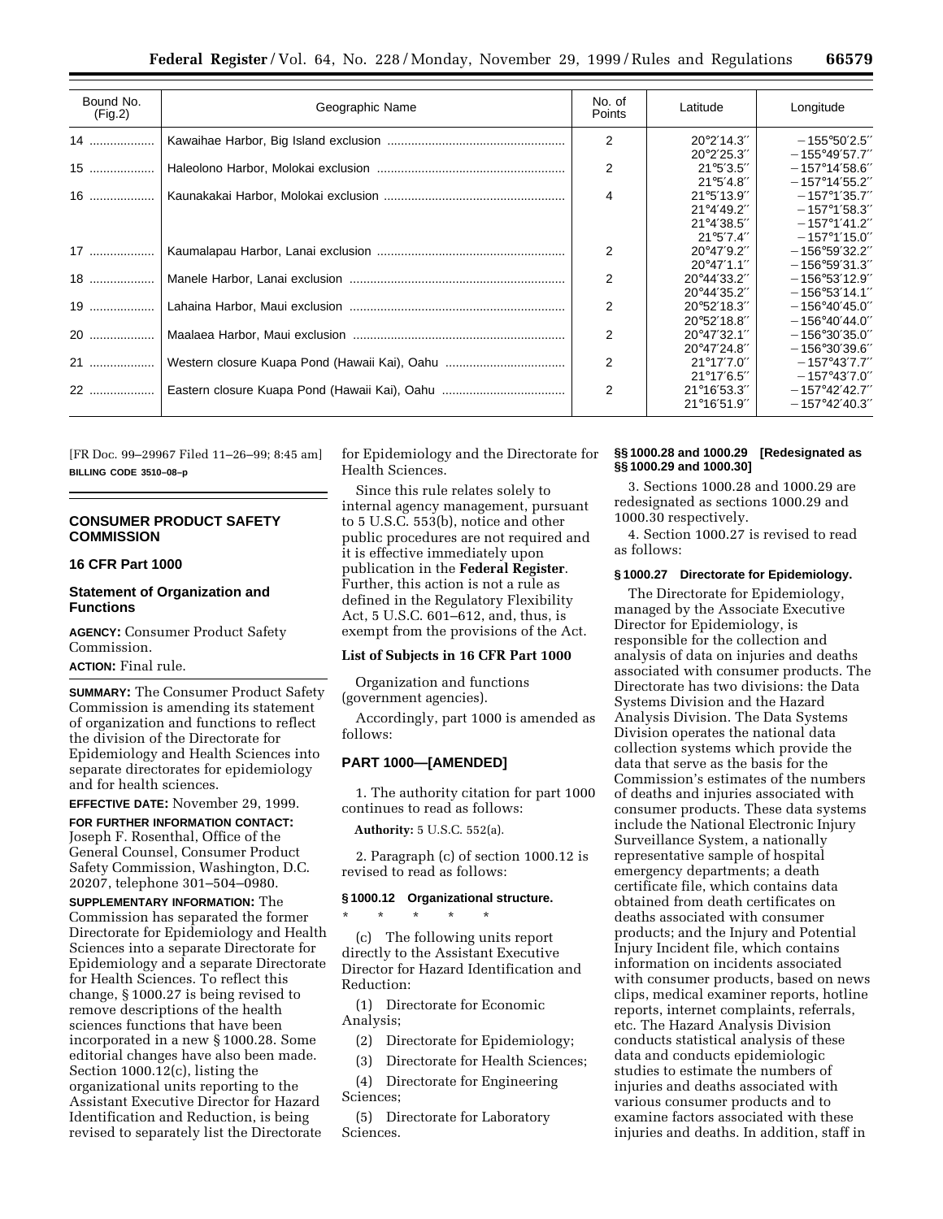| Bound No. (Fig.2) | Geographic Name | No. of Points | Latitude | Longitude |
|---|---|---|---|---|
| 14 | Kawaihae Harbor, Big Island exclusion | 2 | 20°2′14.3″<br>20°2′25.3″ | −155°50′2.5″<br>−155°49′57.7″ |
| 15 | Haleolono Harbor, Molokai exclusion | 2 | 21°5′3.5″<br>21°5′4.8″ | −157°14′58.6″<br>−157°14′55.2″ |
| 16 | Kaunakakai Harbor, Molokai exclusion | 4 | 21°5′13.9″<br>21°4′49.2″<br>21°4′38.5″<br>21°5′7.4″ | −157°1′35.7″<br>−157°1′58.3″<br>−157°1′41.2″<br>−157°1′15.0″ |
| 17 | Kaumalapau Harbor, Lanai exclusion | 2 | 20°47′9.2″<br>20°47′1.1″ | −156°59′32.2″<br>−156°59′31.3″ |
| 18 | Manele Harbor, Lanai exclusion | 2 | 20°44′33.2″<br>20°44′35.2″ | −156°53′12.9″<br>−156°53′14.1″ |
| 19 | Lahaina Harbor, Maui exclusion | 2 | 20°52′18.3″<br>20°52′18.8″ | −156°40′45.0″<br>−156°40′44.0″ |
| 20 | Maalaea Harbor, Maui exclusion | 2 | 20°47′32.1″<br>20°47′24.8″ | −156°30′35.0″<br>−156°30′39.6″ |
| 21 | Western closure Kuapa Pond (Hawaii Kai), Oahu | 2 | 21°17′7.0″<br>21°17′6.5″ | −157°43′7.7″<br>−157°43′7.0″ |
| 22 | Eastern closure Kuapa Pond (Hawaii Kai), Oahu | 2 | 21°16′53.3″<br>21°16′51.9″ | −157°42′42.7″<br>−157°42′40.3″ |

[FR Doc. 99–29967 Filed 11–26–99; 8:45 am]

**BILLING CODE 3510–08–p**

## CONSUMER PRODUCT SAFETY COMMISSION

### 16 CFR Part 1000

### Statement of Organization and Functions

**AGENCY:** Consumer Product Safety Commission.

**ACTION:** Final rule.

**SUMMARY:** The Consumer Product Safety Commission is amending its statement of organization and functions to reflect the division of the Directorate for Epidemiology and Health Sciences into separate directorates for epidemiology and for health sciences.

**EFFECTIVE DATE:** November 29, 1999.

**FOR FURTHER INFORMATION CONTACT:** Joseph F. Rosenthal, Office of the General Counsel, Consumer Product Safety Commission, Washington, D.C. 20207, telephone 301–504–0980.

**SUPPLEMENTARY INFORMATION:** The Commission has separated the former Directorate for Epidemiology and Health Sciences into a separate Directorate for Epidemiology and a separate Directorate for Health Sciences. To reflect this change, § 1000.27 is being revised to remove descriptions of the health sciences functions that have been incorporated in a new § 1000.28. Some editorial changes have also been made. Section 1000.12(c), listing the organizational units reporting to the Assistant Executive Director for Hazard Identification and Reduction, is being revised to separately list the Directorate for Epidemiology and the Directorate for Health Sciences.

Since this rule relates solely to internal agency management, pursuant to 5 U.S.C. 553(b), notice and other public procedures are not required and it is effective immediately upon publication in the **Federal Register**. Further, this action is not a rule as defined in the Regulatory Flexibility Act, 5 U.S.C. 601–612, and, thus, is exempt from the provisions of the Act.

#### List of Subjects in 16 CFR Part 1000

Organization and functions (government agencies).

Accordingly, part 1000 is amended as follows:

## PART 1000—[AMENDED]

1. The authority citation for part 1000 continues to read as follows:

**Authority:** 5 U.S.C. 552(a).

2. Paragraph (c) of section 1000.12 is revised to read as follows:

#### § 1000.12 Organizational structure.

\* \* \* \* \*

(c) The following units report directly to the Assistant Executive Director for Hazard Identification and Reduction:

(1) Directorate for Economic Analysis;

(2) Directorate for Epidemiology;

(3) Directorate for Health Sciences;

(4) Directorate for Engineering Sciences;

(5) Directorate for Laboratory Sciences.

#### §§ 1000.28 and 1000.29 [Redesignated as §§ 1000.29 and 1000.30]

3. Sections 1000.28 and 1000.29 are redesignated as sections 1000.29 and 1000.30 respectively.

4. Section 1000.27 is revised to read as follows:

#### § 1000.27 Directorate for Epidemiology.

The Directorate for Epidemiology, managed by the Associate Executive Director for Epidemiology, is responsible for the collection and analysis of data on injuries and deaths associated with consumer products. The Directorate has two divisions: the Data Systems Division and the Hazard Analysis Division. The Data Systems Division operates the national data collection systems which provide the data that serve as the basis for the Commission's estimates of the numbers of deaths and injuries associated with consumer products. These data systems include the National Electronic Injury Surveillance System, a nationally representative sample of hospital emergency departments; a death certificate file, which contains data obtained from death certificates on deaths associated with consumer products; and the Injury and Potential Injury Incident file, which contains information on incidents associated with consumer products, based on news clips, medical examiner reports, hotline reports, internet complaints, referrals, etc. The Hazard Analysis Division conducts statistical analysis of these data and conducts epidemiologic studies to estimate the numbers of injuries and deaths associated with various consumer products and to examine factors associated with these injuries and deaths. In addition, staff in